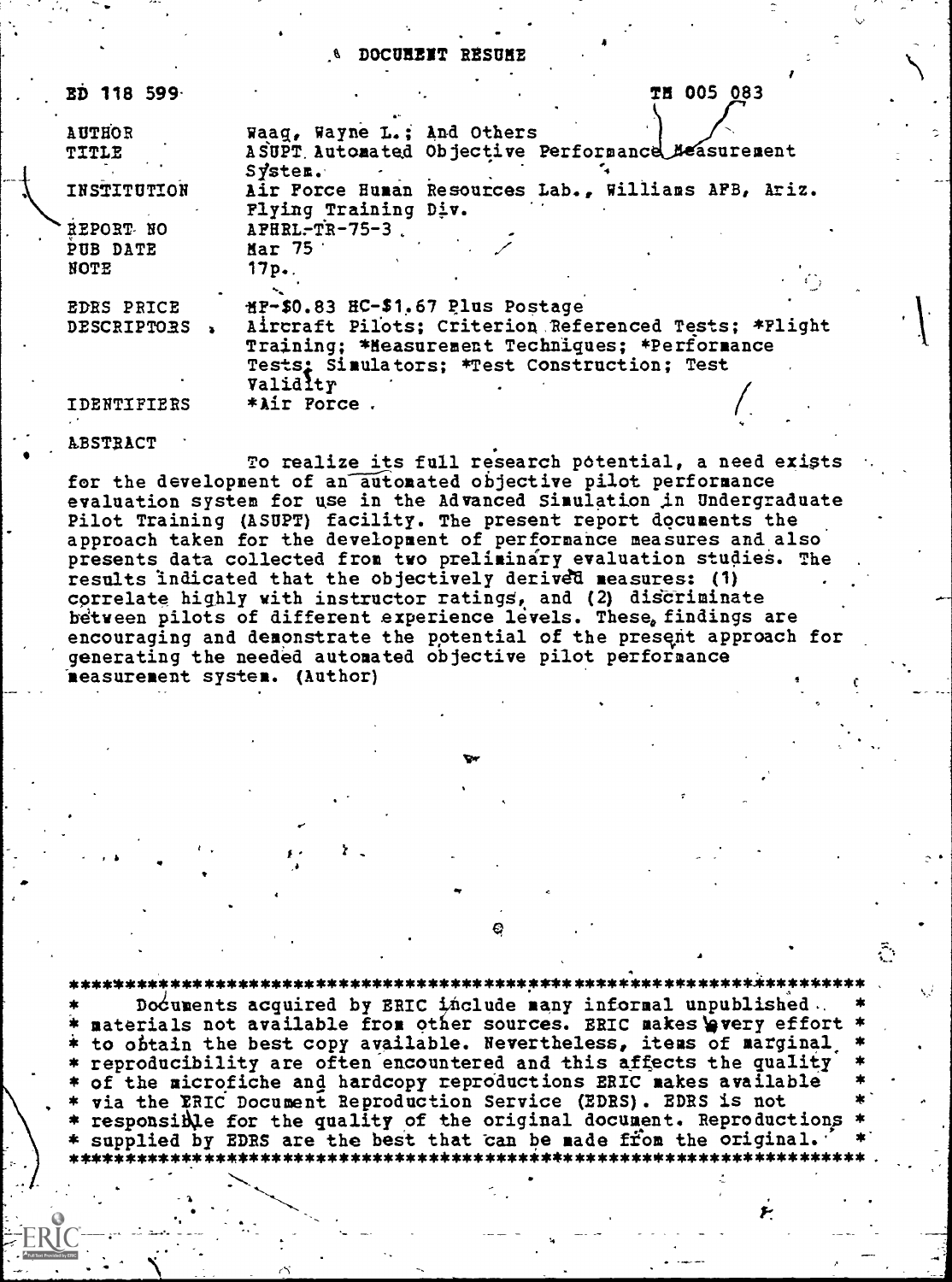# DOCUMENT RESUME

| | |
|---|---|
| ED 118 599 | TM 005 083 |
| AUTHOR | Waag, Wayne L.; And Others |
| TITLE | ASUPT Automated Objective Performance Measurement System. |
| INSTITUTION | Air Force Human Resources Lab., Williams AFB, Ariz. Flying Training Div. |
| REPORT NO | AFHRL-TR-75-3 |
| PUB DATE | Mar 75 |
| NOTE | 17p. |
| EDRS PRICE | MF-$0.83 HC-$1.67 Plus Postage |
| DESCRIPTORS | Aircraft Pilots; Criterion Referenced Tests; *Flight Training; *Measurement Techniques; *Performance Tests; Simulators; *Test Construction; Test Validity |
| IDENTIFIERS | *Air Force |

ABSTRACT

To realize its full research potential, a need exists for the development of an automated objective pilot performance evaluation system for use in the Advanced Simulation in Undergraduate Pilot Training (ASUPT) facility. The present report documents the approach taken for the development of performance measures and also presents data collected from two preliminary evaluation studies. The results indicated that the objectively derived measures: (1) correlate highly with instructor ratings, and (2) discriminate between pilots of different experience levels. These findings are encouraging and demonstrate the potential of the present approach for generating the needed automated objective pilot performance measurement system. (Author)

Documents acquired by ERIC include many informal unpublished materials not available from other sources. ERIC makes every effort to obtain the best copy available. Nevertheless, items of marginal reproducibility are often encountered and this affects the quality of the microfiche and hardcopy reproductions ERIC makes available via the ERIC Document Reproduction Service (EDRS). EDRS is not responsible for the quality of the original document. Reproductions supplied by EDRS are the best that can be made from the original.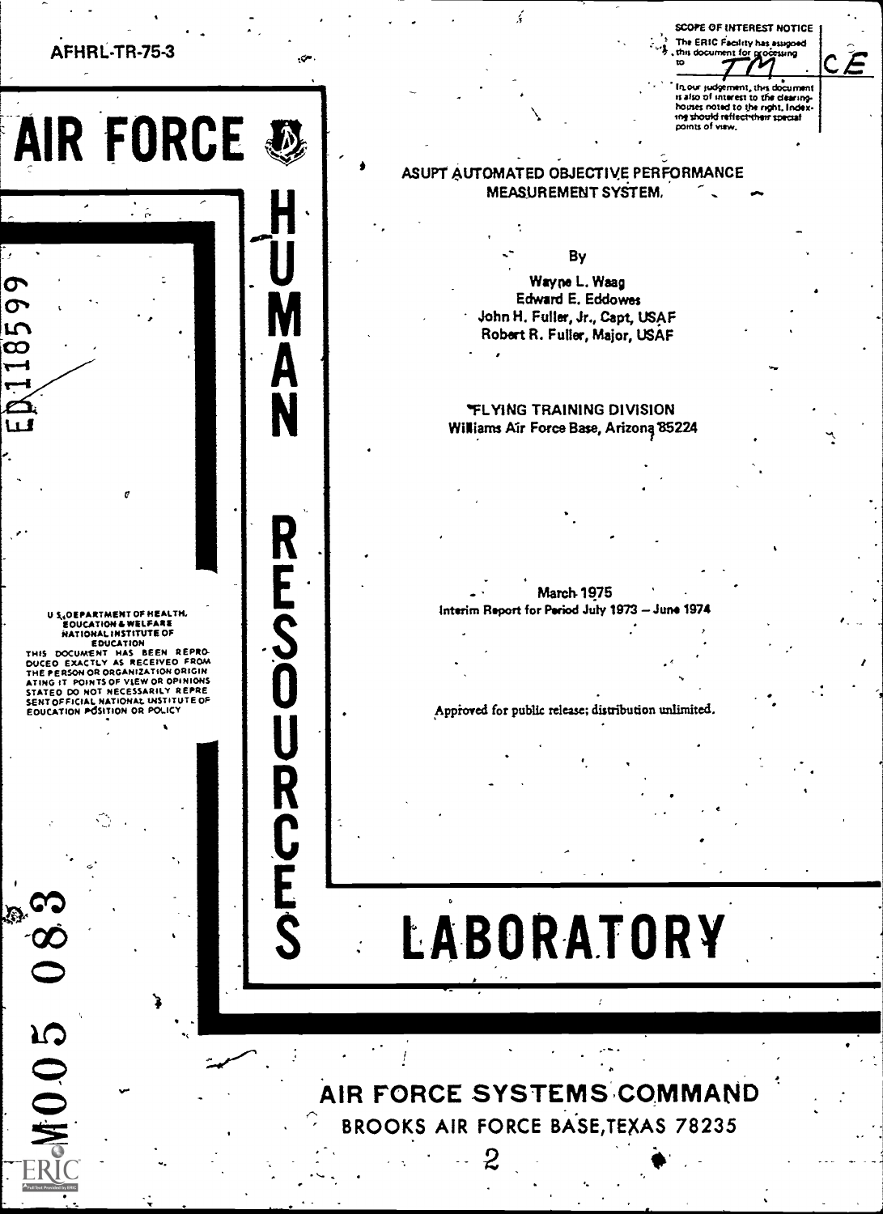AFHRL-TR-75-3

SCOPE OF INTEREST NOTICE

The ERIC Facility has assigned this document for processing to TM CE

In our judgement, this document is also of interest to the clearinghouses noted to the right. Indexing should reflect their special points of view.

# AIR FORCE HUMAN RESOURCES LABORATORY

ED 118599

## ASUPT AUTOMATED OBJECTIVE PERFORMANCE MEASUREMENT SYSTEM

By

Wayne L. Waag
Edward E. Eddowes
John H. Fuller, Jr., Capt, USAF
Robert R. Fuller, Major, USAF

FLYING TRAINING DIVISION
Williams Air Force Base, Arizona 85224

March 1975
Interim Report for Period July 1973 – June 1974

Approved for public release; distribution unlimited.

U.S. DEPARTMENT OF HEALTH, EDUCATION & WELFARE
NATIONAL INSTITUTE OF EDUCATION
THIS DOCUMENT HAS BEEN REPRODUCED EXACTLY AS RECEIVED FROM THE PERSON OR ORGANIZATION ORIGINATING IT. POINTS OF VIEW OR OPINIONS STATED DO NOT NECESSARILY REPRESENT OFFICIAL NATIONAL INSTITUTE OF EDUCATION POSITION OR POLICY

M005 083

AIR FORCE SYSTEMS COMMAND
BROOKS AIR FORCE BASE, TEXAS 78235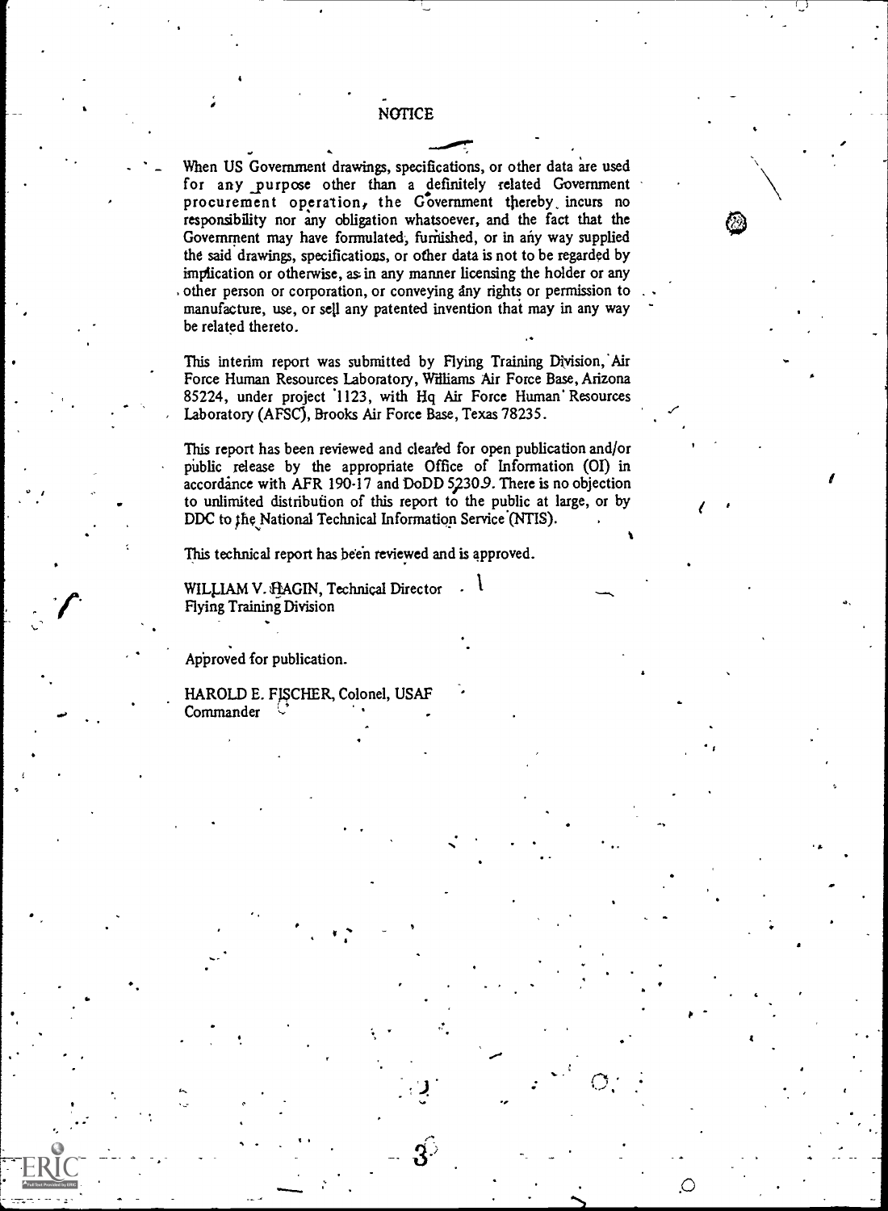## NOTICE

When US Government drawings, specifications, or other data are used for any purpose other than a definitely related Government procurement operation, the Government thereby incurs no responsibility nor any obligation whatsoever, and the fact that the Government may have formulated, furnished, or in any way supplied the said drawings, specifications, or other data is not to be regarded by implication or otherwise, as in any manner licensing the holder or any other person or corporation, or conveying any rights or permission to manufacture, use, or sell any patented invention that may in any way be related thereto.

This interim report was submitted by Flying Training Division, Air Force Human Resources Laboratory, Williams Air Force Base, Arizona 85224, under project 1123, with Hq Air Force Human Resources Laboratory (AFSC), Brooks Air Force Base, Texas 78235.

This report has been reviewed and cleared for open publication and/or public release by the appropriate Office of Information (OI) in accordance with AFR 190-17 and DoDD 5230.9. There is no objection to unlimited distribution of this report to the public at large, or by DDC to the National Technical Information Service (NTIS).

This technical report has been reviewed and is approved.

WILLIAM V. HAGIN, Technical Director
Flying Training Division

Approved for publication.

HAROLD E. FISCHER, Colonel, USAF
Commander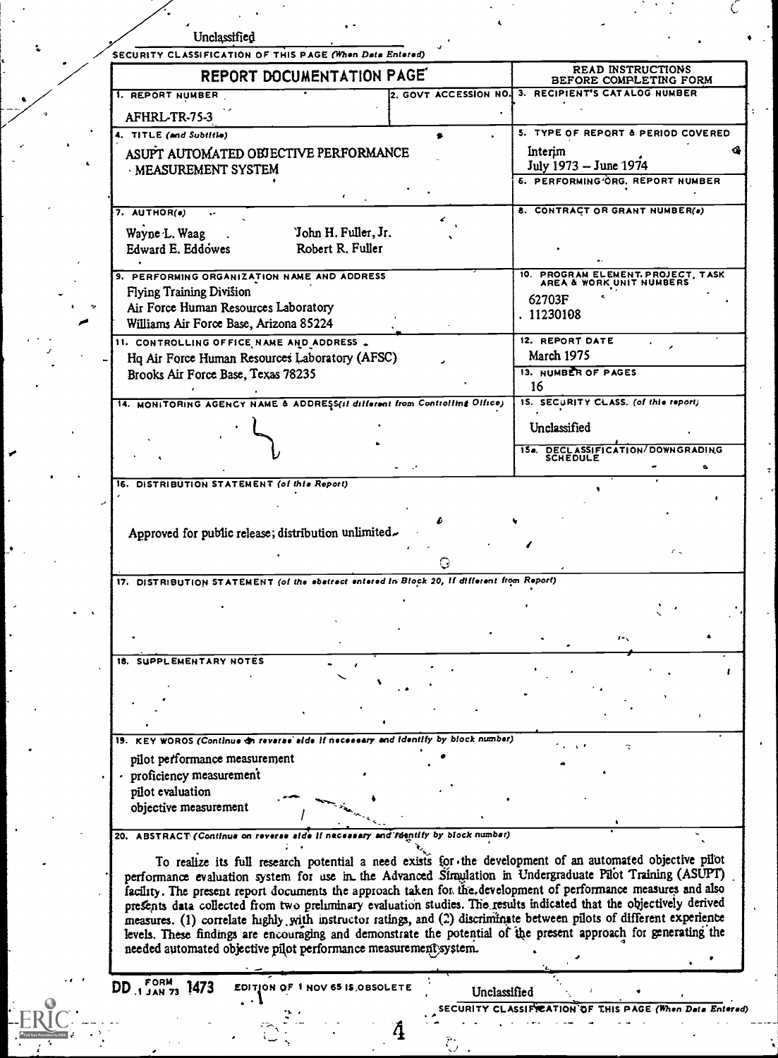Unclassified

SECURITY CLASSIFICATION OF THIS PAGE (When Data Entered)

| REPORT DOCUMENTATION PAGE | | READ INSTRUCTIONS BEFORE COMPLETING FORM |
|---|---|---|
| 1. REPORT NUMBER<br>AFHRL-TR-75-3 | 2. GOVT ACCESSION NO. | 3. RECIPIENT'S CATALOG NUMBER |
| 4. TITLE (and Subtitle)<br>ASUPT AUTOMATED OBJECTIVE PERFORMANCE MEASUREMENT SYSTEM | | 5. TYPE OF REPORT & PERIOD COVERED<br>Interim<br>July 1973 – June 1974 |
| | | 6. PERFORMING ORG. REPORT NUMBER |
| 7. AUTHOR(s)<br>Wayne L. Waag<br>Edward E. Eddowes<br>John H. Fuller, Jr.<br>Robert R. Fuller | | 8. CONTRACT OR GRANT NUMBER(s) |
| 9. PERFORMING ORGANIZATION NAME AND ADDRESS<br>Flying Training Division<br>Air Force Human Resources Laboratory<br>Williams Air Force Base, Arizona 85224 | | 10. PROGRAM ELEMENT, PROJECT, TASK AREA & WORK UNIT NUMBERS<br>62703F<br>11230108 |
| 11. CONTROLLING OFFICE NAME AND ADDRESS<br>Hq Air Force Human Resources Laboratory (AFSC)<br>Brooks Air Force Base, Texas 78235 | | 12. REPORT DATE<br>March 1975 |
| | | 13. NUMBER OF PAGES<br>16 |
| 14. MONITORING AGENCY NAME & ADDRESS(if different from Controlling Office) | | 15. SECURITY CLASS. (of this report)<br>Unclassified |
| | | 15a. DECLASSIFICATION/DOWNGRADING SCHEDULE |

16. DISTRIBUTION STATEMENT (of this Report)

Approved for public release; distribution unlimited.

17. DISTRIBUTION STATEMENT (of the abstract entered in Block 20, if different from Report)

18. SUPPLEMENTARY NOTES

19. KEY WORDS (Continue on reverse side if necessary and identify by block number)

pilot performance measurement
proficiency measurement
pilot evaluation
objective measurement

20. ABSTRACT (Continue on reverse side if necessary and identify by block number)

To realize its full research potential a need exists for the development of an automated objective pilot performance evaluation system for use in the Advanced Simulation in Undergraduate Pilot Training (ASUPT) facility. The present report documents the approach taken for the development of performance measures and also presents data collected from two preliminary evaluation studies. The results indicated that the objectively derived measures. (1) correlate highly with instructor ratings, and (2) discriminate between pilots of different experience levels. These findings are encouraging and demonstrate the potential of the present approach for generating the needed automated objective pilot performance measurement system.

DD FORM 1 JAN 73 1473 EDITION OF 1 NOV 65 IS OBSOLETE

Unclassified

SECURITY CLASSIFICATION OF THIS PAGE (When Data Entered)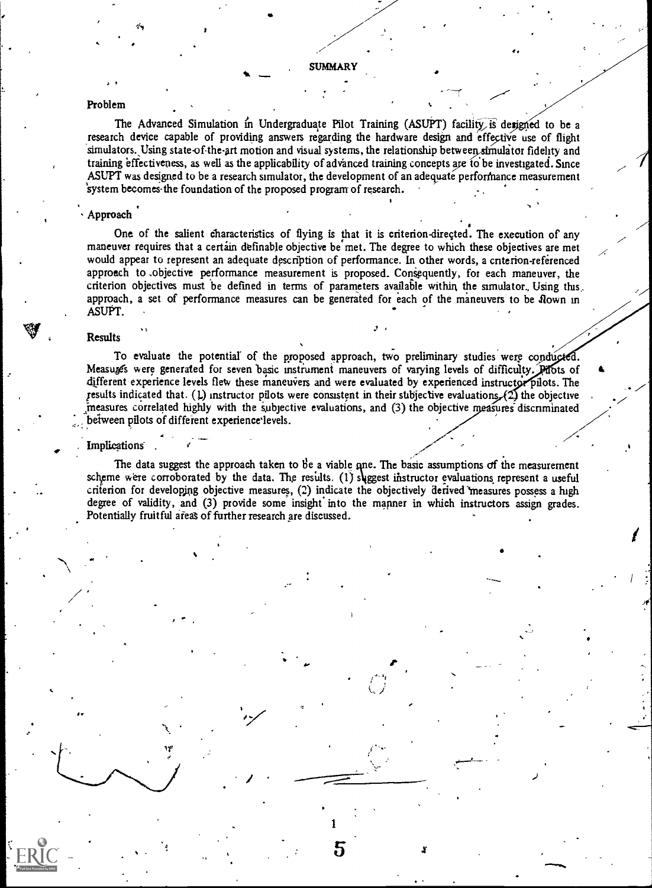# SUMMARY

## Problem

The Advanced Simulation in Undergraduate Pilot Training (ASUPT) facility is designed to be a research device capable of providing answers regarding the hardware design and effective use of flight simulators. Using state-of-the-art motion and visual systems, the relationship between simulator fidelity and training effectiveness, as well as the applicability of advanced training concepts are to be investigated. Since ASUPT was designed to be a research simulator, the development of an adequate performance measurement system becomes the foundation of the proposed program of research.

## Approach

One of the salient characteristics of flying is that it is criterion-directed. The execution of any maneuver requires that a certain definable objective be met. The degree to which these objectives are met would appear to represent an adequate description of performance. In other words, a criterion-referenced approach to objective performance measurement is proposed. Consequently, for each maneuver, the criterion objectives must be defined in terms of parameters available within the simulator. Using this approach, a set of performance measures can be generated for each of the maneuvers to be flown in ASUPT.

## Results

To evaluate the potential of the proposed approach, two preliminary studies were conducted. Measures were generated for seven basic instrument maneuvers of varying levels of difficulty. Pilots of different experience levels flew these maneuvers and were evaluated by experienced instructor pilots. The results indicated that: (1) instructor pilots were consistent in their subjective evaluations, (2) the objective measures correlated highly with the subjective evaluations, and (3) the objective measures discriminated between pilots of different experience levels.

## Implications

The data suggest the approach taken to be a viable one. The basic assumptions of the measurement scheme were corroborated by the data. The results: (1) suggest instructor evaluations represent a useful criterion for developing objective measures, (2) indicate the objectively derived measures possess a high degree of validity, and (3) provide some insight into the manner in which instructors assign grades. Potentially fruitful areas of further research are discussed.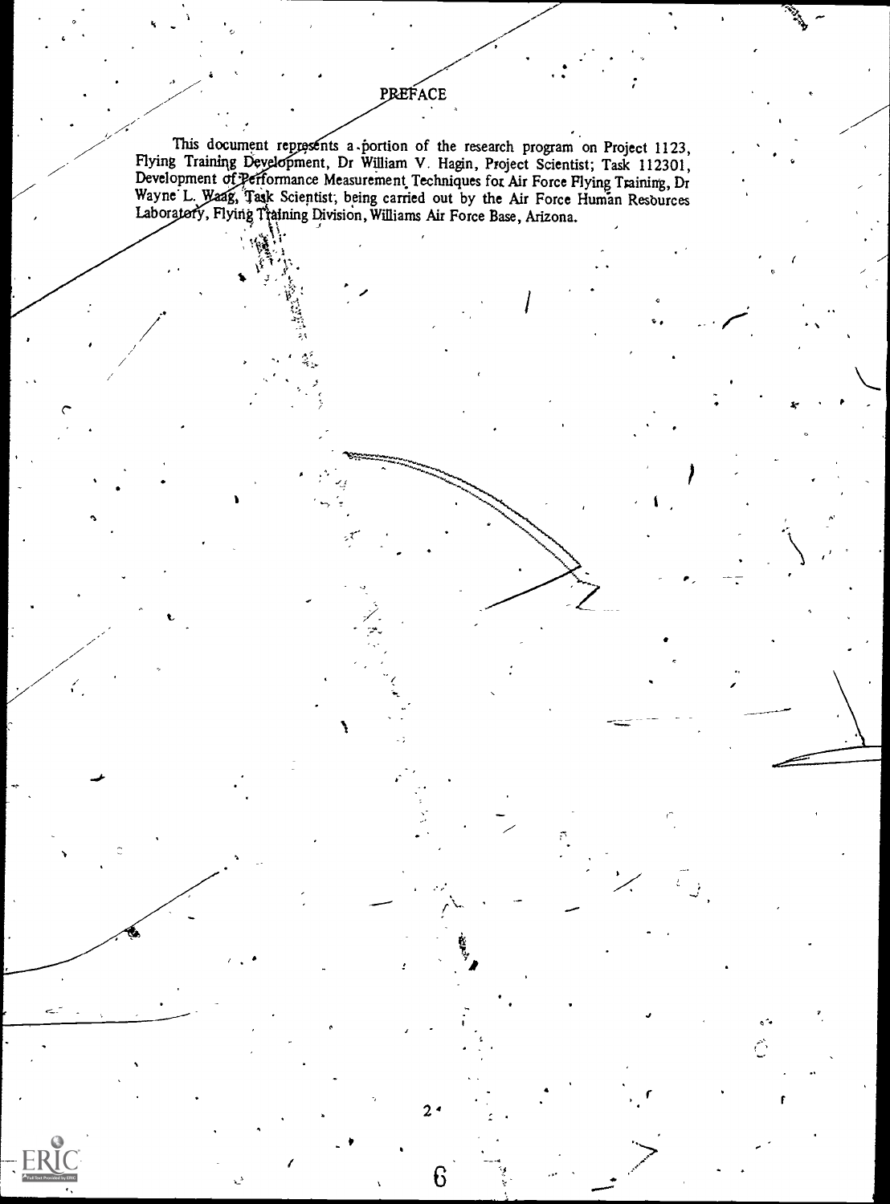## PREFACE

This document represents a portion of the research program on Project 1123, Flying Training Development, Dr William V. Hagin, Project Scientist; Task 112301, Development of Performance Measurement Techniques for Air Force Flying Training, Dr Wayne L. Waag, Task Scientist; being carried out by the Air Force Human Resources Laboratory, Flying Training Division, Williams Air Force Base, Arizona.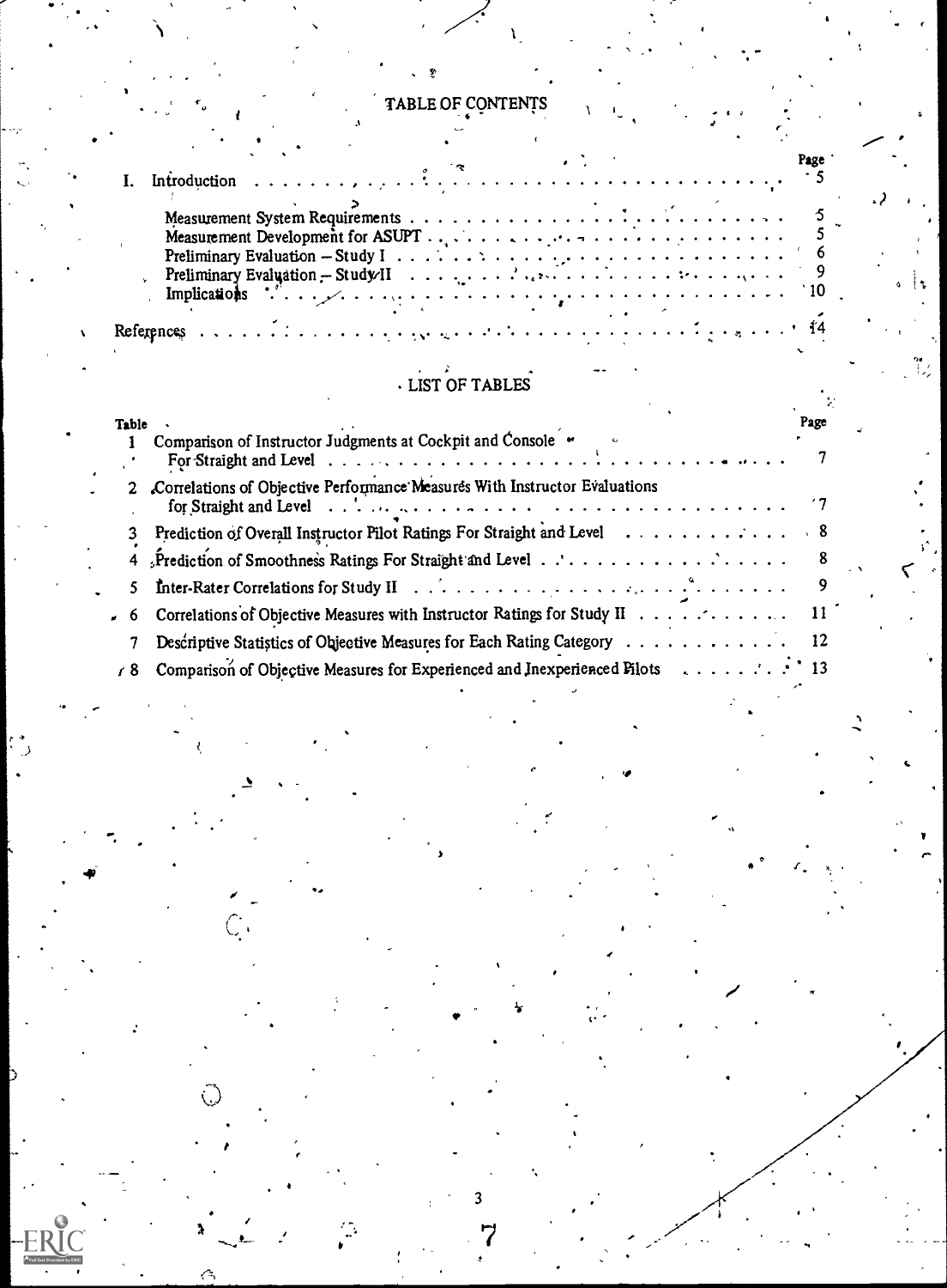# TABLE OF CONTENTS

| | Page |
|---|---|
| I. Introduction | 5 |
| Measurement System Requirements | 5 |
| Measurement Development for ASUPT | 5 |
| Preliminary Evaluation – Study I | 6 |
| Preliminary Evaluation – Study II | 9 |
| Implications | 10 |
| References | 14 |

# LIST OF TABLES

| Table | | Page |
|---|---|---|
| 1 | Comparison of Instructor Judgments at Cockpit and Console For Straight and Level | 7 |
| 2 | Correlations of Objective Performance Measures With Instructor Evaluations for Straight and Level | 7 |
| 3 | Prediction of Overall Instructor Pilot Ratings For Straight and Level | 8 |
| 4 | Prediction of Smoothness Ratings For Straight and Level | 8 |
| 5 | Inter-Rater Correlations for Study II | 9 |
| 6 | Correlations of Objective Measures with Instructor Ratings for Study II | 11 |
| 7 | Descriptive Statistics of Objective Measures for Each Rating Category | 12 |
| 8 | Comparison of Objective Measures for Experienced and Inexperienced Pilots | 13 |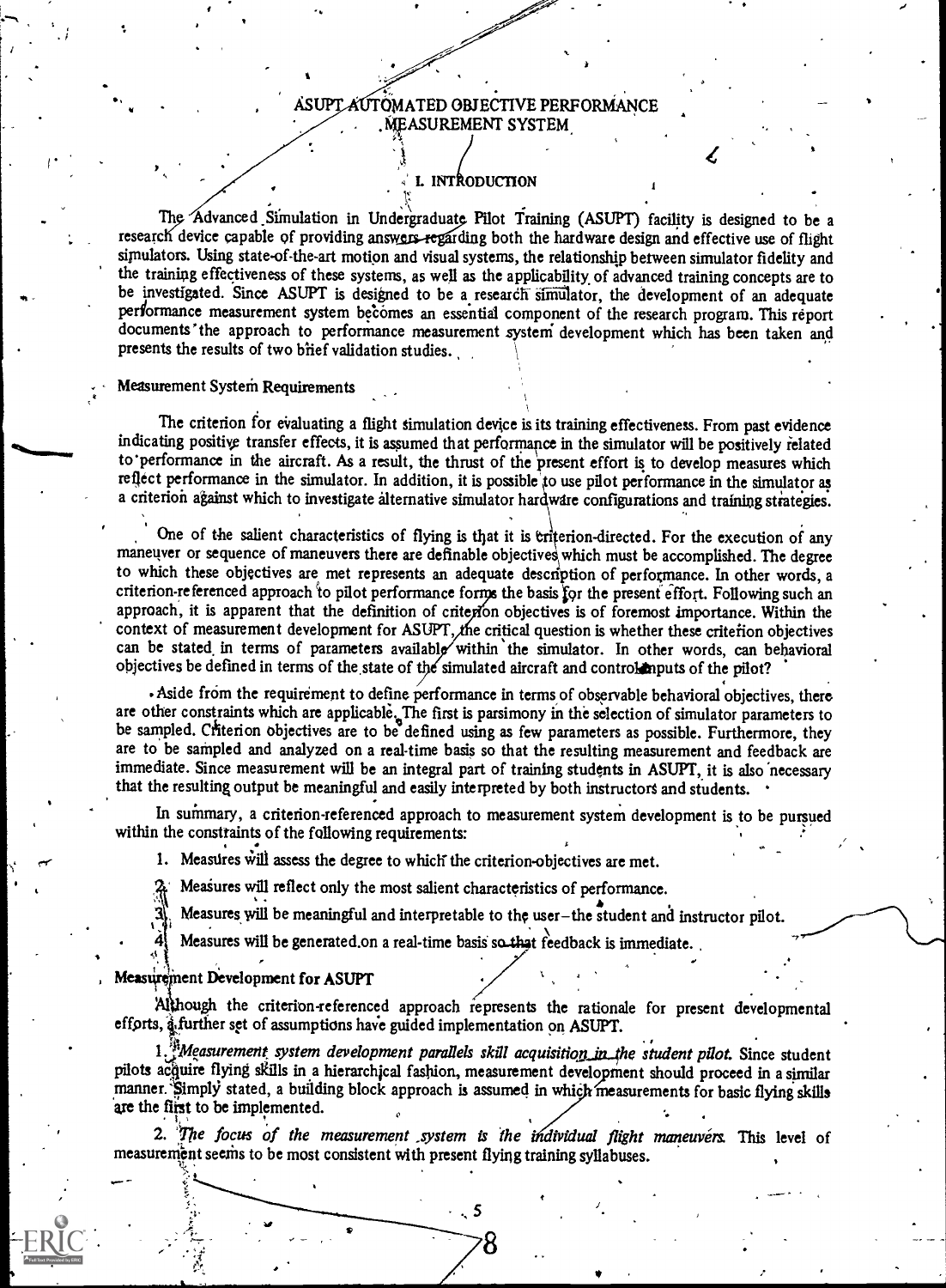# ASUPT AUTOMATED OBJECTIVE PERFORMANCE MEASUREMENT SYSTEM

## I. INTRODUCTION

The Advanced Simulation in Undergraduate Pilot Training (ASUPT) facility is designed to be a research device capable of providing answers regarding both the hardware design and effective use of flight simulators. Using state-of-the-art motion and visual systems, the relationship between simulator fidelity and the training effectiveness of these systems, as well as the applicability of advanced training concepts are to be investigated. Since ASUPT is designed to be a research simulator, the development of an adequate performance measurement system becomes an essential component of the research program. This report documents the approach to performance measurement system development which has been taken and presents the results of two brief validation studies.

### Measurement System Requirements

The criterion for evaluating a flight simulation device is its training effectiveness. From past evidence indicating positive transfer effects, it is assumed that performance in the simulator will be positively related to performance in the aircraft. As a result, the thrust of the present effort is to develop measures which reflect performance in the simulator. In addition, it is possible to use pilot performance in the simulator as a criterion against which to investigate alternative simulator hardware configurations and training strategies.

One of the salient characteristics of flying is that it is criterion-directed. For the execution of any maneuver or sequence of maneuvers there are definable objectives which must be accomplished. The degree to which these objectives are met represents an adequate description of performance. In other words, a criterion-referenced approach to pilot performance forms the basis for the present effort. Following such an approach, it is apparent that the definition of criterion objectives is of foremost importance. Within the context of measurement development for ASUPT, the critical question is whether these criterion objectives can be stated in terms of parameters available within the simulator. In other words, can behavioral objectives be defined in terms of the state of the simulated aircraft and control inputs of the pilot?

Aside from the requirement to define performance in terms of observable behavioral objectives, there are other constraints which are applicable. The first is parsimony in the selection of simulator parameters to be sampled. Criterion objectives are to be defined using as few parameters as possible. Furthermore, they are to be sampled and analyzed on a real-time basis so that the resulting measurement and feedback are immediate. Since measurement will be an integral part of training students in ASUPT, it is also necessary that the resulting output be meaningful and easily interpreted by both instructors and students.

In summary, a criterion-referenced approach to measurement system development is to be pursued within the constraints of the following requirements:

1. Measures will assess the degree to which the criterion-objectives are met.
2. Measures will reflect only the most salient characteristics of performance.
3. Measures will be meaningful and interpretable to the user—the student and instructor pilot.
4. Measures will be generated on a real-time basis so that feedback is immediate.

### Measurement Development for ASUPT

Although the criterion-referenced approach represents the rationale for present developmental efforts, a further set of assumptions have guided implementation on ASUPT.

1. *Measurement system development parallels skill acquisition in the student pilot.* Since student pilots acquire flying skills in a hierarchical fashion, measurement development should proceed in a similar manner. Simply stated, a building block approach is assumed in which measurements for basic flying skills are the first to be implemented.

2. *The focus of the measurement system is the individual flight maneuvers.* This level of measurement seems to be most consistent with present flying training syllabuses.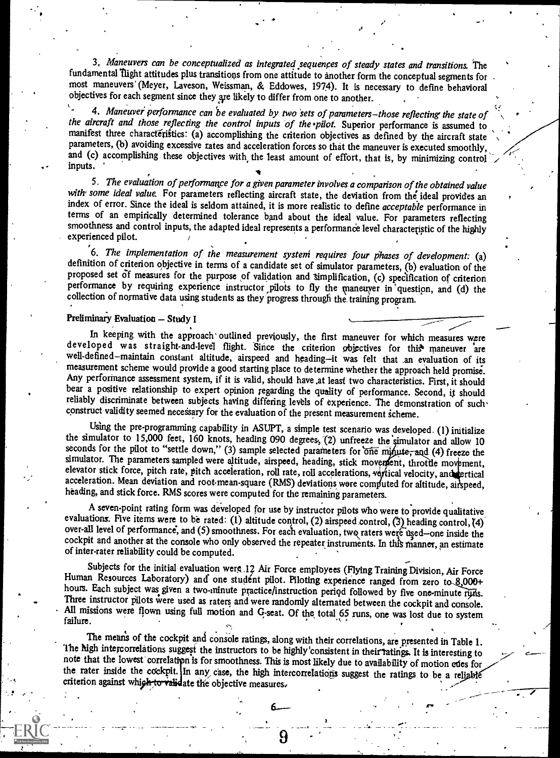3. *Maneuvers can be conceptualized as integrated sequences of steady states and transitions.* The fundamental flight attitudes plus transitions from one attitude to another form the conceptual segments for most maneuvers (Meyer, Laveson, Weissman, & Eddowes, 1974). It is necessary to define behavioral objectives for each segment since they are likely to differ from one to another.

4. *Maneuver performance can be evaluated by two sets of parameters—those reflecting the state of the aircraft and those reflecting the control inputs of the pilot.* Superior performance is assumed to manifest three characteristics: (a) accomplishing the criterion objectives as defined by the aircraft state parameters, (b) avoiding excessive rates and acceleration forces so that the maneuver is executed smoothly, and (c) accomplishing these objectives with the least amount of effort, that is, by minimizing control inputs.

5. *The evaluation of performance for a given parameter involves a comparison of the obtained value with some ideal value.* For parameters reflecting aircraft state, the deviation from the ideal provides an index of error. Since the ideal is seldom attained, it is more realistic to define *acceptable* performance in terms of an empirically determined tolerance band about the ideal value. For parameters reflecting smoothness and control inputs, the adapted ideal represents a performance level characteristic of the highly experienced pilot.

6. *The implementation of the measurement system requires four phases of development:* (a) definition of criterion objective in terms of a candidate set of simulator parameters, (b) evaluation of the proposed set of measures for the purpose of validation and simplification, (c) specification of criterion performance by requiring experience instructor pilots to fly the maneuver in question, and (d) the collection of normative data using students as they progress through the training program.

## Preliminary Evaluation — Study I

In keeping with the approach outlined previously, the first maneuver for which measures were developed was straight-and-level flight. Since the criterion objectives for this maneuver are well-defined—maintain constant altitude, airspeed and heading—it was felt that an evaluation of its measurement scheme would provide a good starting place to determine whether the approach held promise. Any performance assessment system, if it is valid, should have at least two characteristics. First, it should bear a positive relationship to expert opinion regarding the quality of performance. Second, it should reliably discriminate between subjects having differing levels of experience. The demonstration of such construct validity seemed necessary for the evaluation of the present measurement scheme.

Using the pre-programming capability in ASUPT, a simple test scenario was developed. (1) initialize the simulator to 15,000 feet, 160 knots, heading 090 degrees, (2) unfreeze the simulator and allow 10 seconds for the pilot to "settle down," (3) sample selected parameters for one minute, and (4) freeze the simulator. The parameters sampled were altitude, airspeed, heading, stick movement, throttle movement, elevator stick force, pitch rate, pitch acceleration, roll rate, roll accelerations, vertical velocity, and vertical acceleration. Mean deviation and root-mean-square (RMS) deviations were computed for altitude, airspeed, heading, and stick force. RMS scores were computed for the remaining parameters.

A seven-point rating form was developed for use by instructor pilots who were to provide qualitative evaluations. Five items were to be rated: (1) altitude control, (2) airspeed control, (3) heading control, (4) over-all level of performance, and (5) smoothness. For each evaluation, two raters were used—one inside the cockpit and another at the console who only observed the repeater instruments. In this manner, an estimate of inter-rater reliability could be computed.

Subjects for the initial evaluation were 12 Air Force employees (Flying Training Division, Air Force Human Resources Laboratory) and one student pilot. Piloting experience ranged from zero to 8,000+ hours. Each subject was given a two-minute practice/instruction period followed by five one-minute runs. Three instructor pilots were used as raters and were randomly alternated between the cockpit and console. All missions were flown using full motion and G-seat. Of the total 65 runs, one was lost due to system failure.

The means of the cockpit and console ratings, along with their correlations, are presented in Table 1. The high intercorrelations suggest the instructors to be highly consistent in their ratings. It is interesting to note that the lowest correlation is for smoothness. This is most likely due to availability of motion cues for the rater inside the cockpit. In any case, the high intercorrelations suggest the ratings to be a reliable criterion against which to validate the objective measures.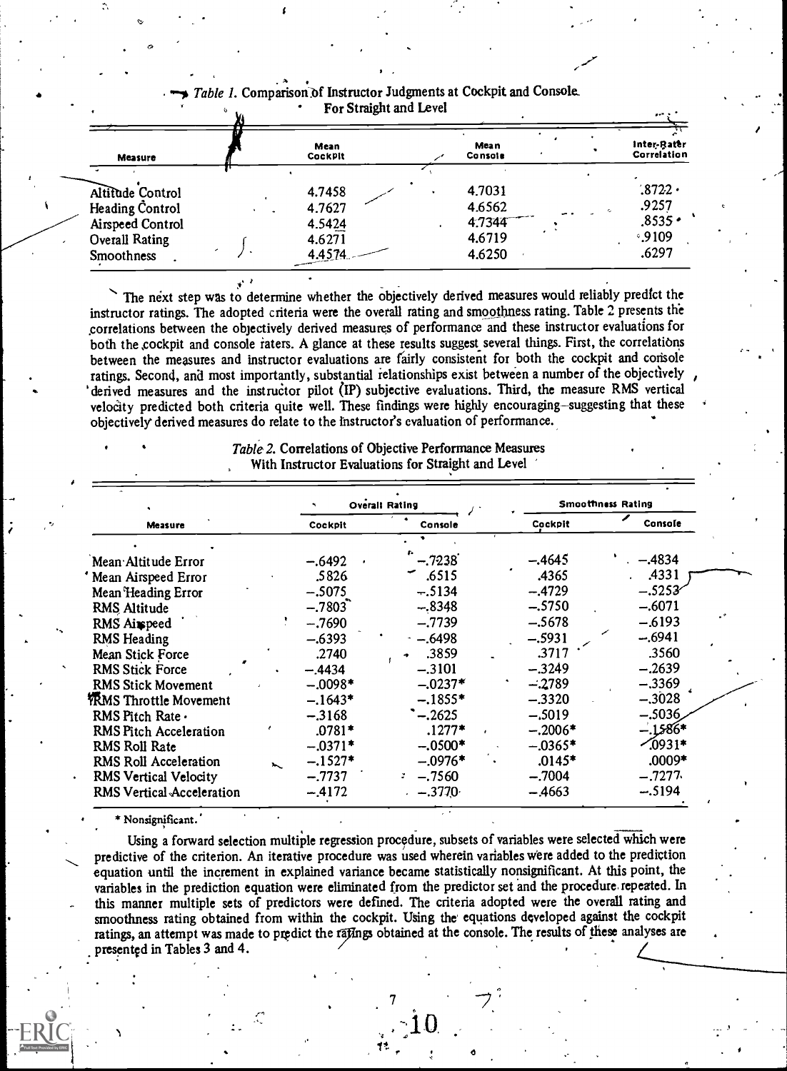*Table 1.* Comparison of Instructor Judgments at Cockpit and Console For Straight and Level

| Measure | Mean Cockpit | Mean Console | Inter-Rater Correlation |
|---|---|---|---|
| Altitude Control | 4.7458 | 4.7031 | .8722 |
| Heading Control | 4.7627 | 4.6562 | .9257 |
| Airspeed Control | 4.5424 | 4.7344 | .8535 |
| Overall Rating | 4.6271 | 4.6719 | .9109 |
| Smoothness | 4.4574 | 4.6250 | .6297 |

The next step was to determine whether the objectively derived measures would reliably predict the instructor ratings. The adopted criteria were the overall rating and smoothness rating. Table 2 presents the correlations between the objectively derived measures of performance and these instructor evaluations for both the cockpit and console raters. A glance at these results suggest several things. First, the correlations between the measures and instructor evaluations are fairly consistent for both the cockpit and console ratings. Second, and most importantly, substantial relationships exist between a number of the objectively derived measures and the instructor pilot (IP) subjective evaluations. Third, the measure RMS vertical velocity predicted both criteria quite well. These findings were highly encouraging–suggesting that these objectively derived measures do relate to the instructor's evaluation of performance.

*Table 2.* Correlations of Objective Performance Measures With Instructor Evaluations for Straight and Level

| | Overall Rating | | Smoothness Rating | |
|---|---|---|---|---|
| Measure | Cockpit | Console | Cockpit | Console |
| Mean Altitude Error | –.6492 | –.7238 | –.4645 | –.4834 |
| Mean Airspeed Error | .5826 | .6515 | .4365 | .4331 |
| Mean Heading Error | –.5075 | –.5134 | –.4729 | –.5253 |
| RMS Altitude | –.7803 | –.8348 | –.5750 | –.6071 |
| RMS Airspeed | –.7690 | –.7739 | –.5678 | –.6193 |
| RMS Heading | –.6393 | –.6498 | –.5931 | –.6941 |
| Mean Stick Force | .2740 | .3859 | .3717 | .3560 |
| RMS Stick Force | –.4434 | –.3101 | –.3249 | –.2639 |
| RMS Stick Movement | –.0098* | –.0237* | –.2789 | –.3369 |
| RMS Throttle Movement | –.1643* | –.1855* | –.3320 | –.3028 |
| RMS Pitch Rate | –.3168 | –.2625 | –.5019 | –.5036 |
| RMS Pitch Acceleration | .0781* | .1277* | –.2006* | –.1586* |
| RMS Roll Rate | –.0371* | –.0500* | –.0365* | .0931* |
| RMS Roll Acceleration | –.1527* | –.0976* | .0145* | .0009* |
| RMS Vertical Velocity | –.7737 | –.7560 | –.7004 | –.7277 |
| RMS Vertical Acceleration | –.4172 | –.3770 | –.4663 | –.5194 |

\* Nonsignificant.

Using a forward selection multiple regression procedure, subsets of variables were selected which were predictive of the criterion. An iterative procedure was used wherein variables were added to the prediction equation until the increment in explained variance became statistically nonsignificant. At this point, the variables in the prediction equation were eliminated from the predictor set and the procedure repeated. In this manner multiple sets of predictors were defined. The criteria adopted were the overall rating and smoothness rating obtained from within the cockpit. Using the equations developed against the cockpit ratings, an attempt was made to predict the ratings obtained at the console. The results of these analyses are presented in Tables 3 and 4.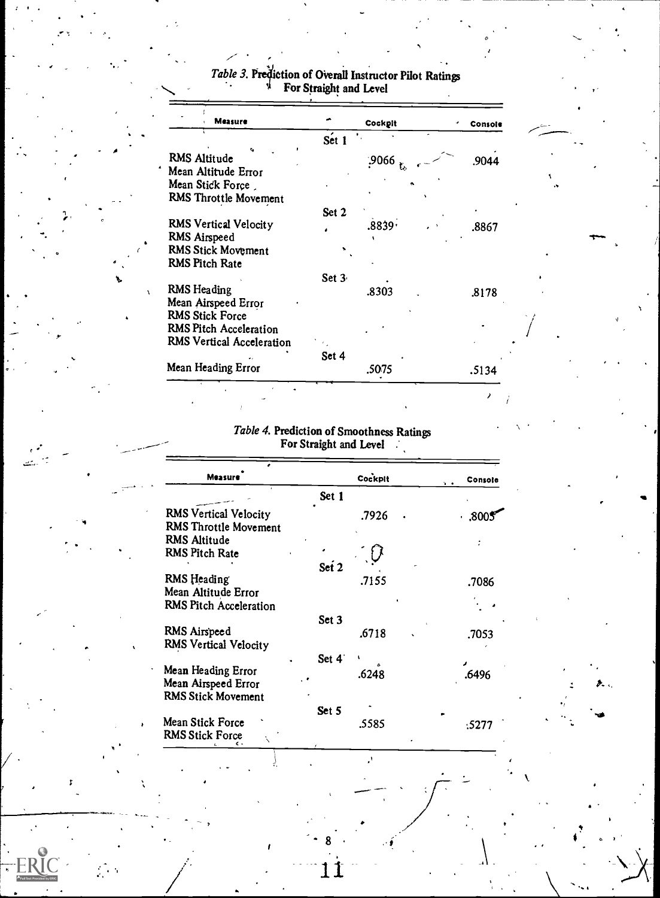*Table 3.* Prediction of Overall Instructor Pilot Ratings For Straight and Level

| Measure | | Cockpit | Console |
|---|---|---|---|
| | Set 1 | | |
| RMS Altitude | | .9066 | .9044 |
| Mean Altitude Error | | | |
| Mean Stick Force | | | |
| RMS Throttle Movement | | | |
| | Set 2 | | |
| RMS Vertical Velocity | | .8839 | .8867 |
| RMS Airspeed | | | |
| RMS Stick Movement | | | |
| RMS Pitch Rate | | | |
| | Set 3 | | |
| RMS Heading | | .8303 | .8178 |
| Mean Airspeed Error | | | |
| RMS Stick Force | | | |
| RMS Pitch Acceleration | | | |
| RMS Vertical Acceleration | | | |
| | Set 4 | | |
| Mean Heading Error | | .5075 | .5134 |

*Table 4.* Prediction of Smoothness Ratings For Straight and Level

| Measure | | Cockpit | Console |
|---|---|---|---|
| | Set 1 | | |
| RMS Vertical Velocity | | .7926 | .8005 |
| RMS Throttle Movement | | | |
| RMS Altitude | | | |
| RMS Pitch Rate | | | |
| | Set 2 | | |
| RMS Heading | | .7155 | .7086 |
| Mean Altitude Error | | | |
| RMS Pitch Acceleration | | | |
| | Set 3 | | |
| RMS Airspeed | | .6718 | .7053 |
| RMS Vertical Velocity | | | |
| | Set 4 | | |
| Mean Heading Error | | .6248 | .6496 |
| Mean Airspeed Error | | | |
| RMS Stick Movement | | | |
| | Set 5 | | |
| Mean Stick Force | | .5585 | .5277 |
| RMS Stick Force | | | |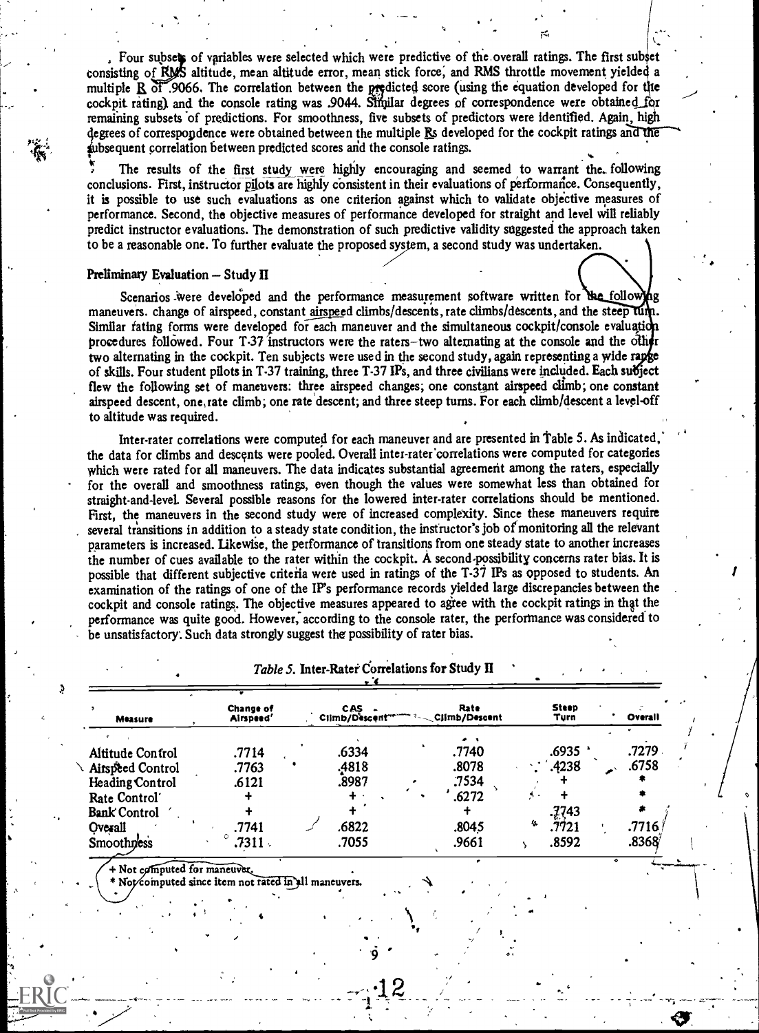Four subsets of variables were selected which were predictive of the overall ratings. The first subset consisting of RMS altitude, mean altitude error, mean stick force, and RMS throttle movement yielded a multiple $\underline{R}$ of .9066. The correlation between the predicted score (using the equation developed for the cockpit rating) and the console rating was .9044. Similar degrees of correspondence were obtained for remaining subsets of predictions. For smoothness, five subsets of predictors were identified. Again, high degrees of correspondence were obtained between the multiple $\underline{R}$s developed for the cockpit ratings and the subsequent correlation between predicted scores and the console ratings.

The results of the first study were highly encouraging and seemed to warrant the following conclusions. First, instructor pilots are highly consistent in their evaluations of performance. Consequently, it is possible to use such evaluations as one criterion against which to validate objective measures of performance. Second, the objective measures of performance developed for straight and level will reliably predict instructor evaluations. The demonstration of such predictive validity suggested the approach taken to be a reasonable one. To further evaluate the proposed system, a second study was undertaken.

### Preliminary Evaluation – Study II

Scenarios were developed and the performance measurement software written for the following maneuvers. change of airspeed, constant airspeed climbs/descents, rate climbs/descents, and the steep turn. Similar rating forms were developed for each maneuver and the simultaneous cockpit/console evaluation procedures followed. Four T-37 instructors were the raters–two alternating at the console and the other two alternating in the cockpit. Ten subjects were used in the second study, again representing a wide range of skills. Four student pilots in T-37 training, three T-37 IPs, and three civilians were included. Each subject flew the following set of maneuvers: three airspeed changes; one constant airspeed climb; one constant airspeed descent, one rate climb; one rate descent; and three steep turns. For each climb/descent a level-off to altitude was required.

Inter-rater correlations were computed for each maneuver and are presented in Table 5. As indicated, the data for climbs and descents were pooled. Overall inter-rater correlations were computed for categories which were rated for all maneuvers. The data indicates substantial agreement among the raters, especially for the overall and smoothness ratings, even though the values were somewhat less than obtained for straight-and-level. Several possible reasons for the lowered inter-rater correlations should be mentioned. First, the maneuvers in the second study were of increased complexity. Since these maneuvers require several transitions in addition to a steady state condition, the instructor's job of monitoring all the relevant parameters is increased. Likewise, the performance of transitions from one steady state to another increases the number of cues available to the rater within the cockpit. A second possibility concerns rater bias. It is possible that different subjective criteria were used in ratings of the T-37 IPs as opposed to students. An examination of the ratings of one of the IP's performance records yielded large discrepancies between the cockpit and console ratings. The objective measures appeared to agree with the cockpit ratings in that the performance was quite good. However, according to the console rater, the performance was considered to be unsatisfactory. Such data strongly suggest the possibility of rater bias.

*Table 5.* **Inter-Rater Correlations for Study II**

| Measure | Change of Airspeed | CAS Climb/Descent | Rate Climb/Descent | Steep Turn | Overall |
|---|---|---|---|---|---|
| Altitude Control | .7714 | .6334 | .7740 | .6935 | .7279 |
| Airspeed Control | .7763 | .4818 | .8078 | .4238 | .6758 |
| Heading Control | .6121 | .8987 | .7534 | + | * |
| Rate Control | + | + | .6272 | + | * |
| Bank Control | + | + | + | .7743 | * |
| Overall | .7741 | .6822 | .8045 | .7721 | .7716 |
| Smoothness | .7311 | .7055 | .9661 | .8592 | .8368 |

+ Not computed for maneuver.
* Not computed since item not rated in all maneuvers.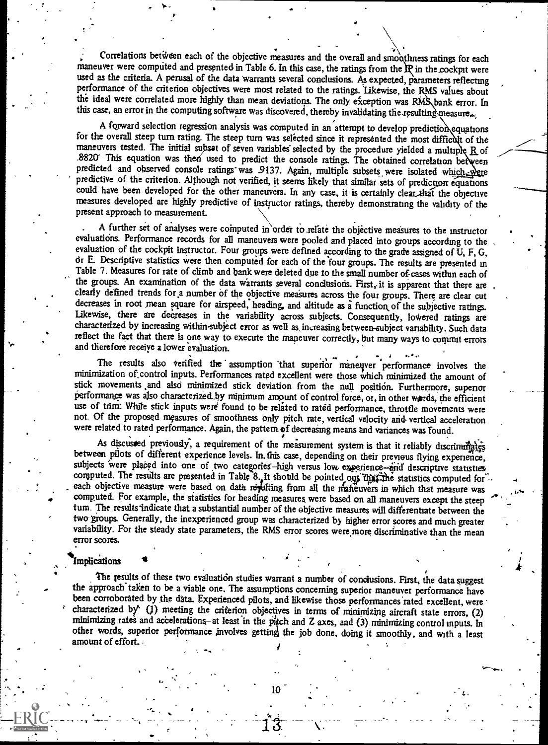Correlations between each of the objective measures and the overall and smoothness ratings for each maneuver were computed and presented in Table 6. In this case, the ratings from the IP in the cockpit were used as the criteria. A perusal of the data warrants several conclusions. As expected, parameters reflecting performance of the criterion objectives were most related to the ratings. Likewise, the RMS values about the ideal were correlated more highly than mean deviations. The only exception was RMS bank error. In this case, an error in the computing software was discovered, thereby invalidating the resulting measure.

A forward selection regression analysis was computed in an attempt to develop prediction equations for the overall steep turn rating. The steep turn was selected since it represented the most difficult of the maneuvers tested. The initial subset of seven variables selected by the procedure yielded a multiple $R$ of .8820. This equation was then used to predict the console ratings. The obtained correlation between predicted and observed console ratings was .9137. Again, multiple subsets were isolated which were predictive of the criterion. Although not verified, it seems likely that similar sets of prediction equations could have been developed for the other maneuvers. In any case, it is certainly clear that the objective measures developed are highly predictive of instructor ratings, thereby demonstrating the validity of the present approach to measurement.

A further set of analyses were computed in order to relate the objective measures to the instructor evaluations. Performance records for all maneuvers were pooled and placed into groups according to the evaluation of the cockpit instructor. Four groups were defined according to the grade assigned of U, F, G, or E. Descriptive statistics were then computed for each of the four groups. The results are presented in Table 7. Measures for rate of climb and bank were deleted due to the small number of cases within each of the groups. An examination of the data warrants several conclusions. First, it is apparent that there are clearly defined trends for a number of the objective measures across the four groups. There are clear cut decreases in root mean square for airspeed, heading, and altitude as a function of the subjective ratings. Likewise, there are decreases in the variability across subjects. Consequently, lowered ratings are characterized by increasing within-subject error as well as increasing between-subject variability. Such data reflect the fact that there is one way to execute the maneuver correctly, but many ways to commit errors and therefore receive a lower evaluation.

The results also verified the assumption that superior maneuver performance involves the minimization of control inputs. Performances rated excellent were those which minimized the amount of stick movements and also minimized stick deviation from the null position. Furthermore, superior performance was also characterized by minimum amount of control force, or, in other words, the efficient use of trim. While stick inputs were found to be related to rated performance, throttle movements were not. Of the proposed measures of smoothness only pitch rate, vertical velocity and vertical acceleration were related to rated performance. Again, the pattern of decreasing means and variances was found.

As discussed previously, a requirement of the measurement system is that it reliably discriminates between pilots of different experience levels. In this case, depending on their previous flying experience, subjects were placed into one of two categories–high versus low experience–and descriptive statistics computed. The results are presented in Table 8. It should be pointed out that the statistics computed for each objective measure were based on data resulting from all the maneuvers in which that measure was computed. For example, the statistics for heading measures were based on all maneuvers except the steep turn. The results indicate that a substantial number of the objective measures will differentiate between the two groups. Generally, the inexperienced group was characterized by higher error scores and much greater variability. For the steady state parameters, the RMS error scores were more discriminative than the mean error scores.

## Implications

The results of these two evaluation studies warrant a number of conclusions. First, the data suggest the approach taken to be a viable one. The assumptions concerning superior maneuver performance have been corroborated by the data. Experienced pilots, and likewise those performances rated excellent, were characterized by (1) meeting the criterion objectives in terms of minimizing aircraft state errors, (2) minimizing rates and accelerations–at least in the pitch and Z axes, and (3) minimizing control inputs. In other words, superior performance involves getting the job done, doing it smoothly, and with a least amount of effort.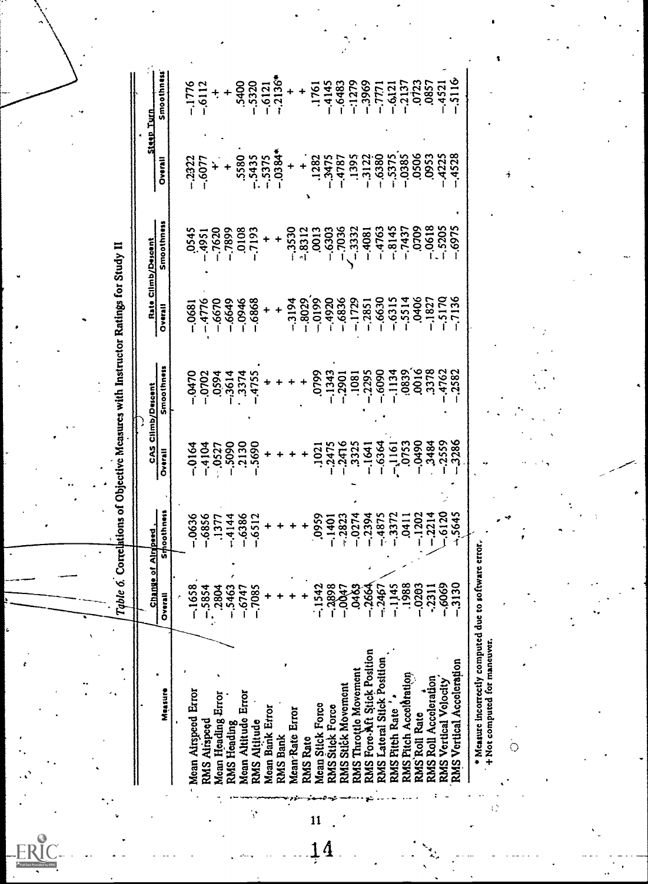Table 6. Correlations of Objective Measures with Instructor Ratings for Study II

| Measure | Change of Airspeed | | CAS Climb/Descent | | Rate Climb/Descent | | Steep Turn | |
|---|---|---|---|---|---|---|---|---|
| | Overall | Smoothness | Overall | Smoothness | Overall | Smoothness | Overall | Smoothness |
| Mean Airspeed Error | -.1658 | -.0636 | -.0164 | -.0470 | -.0681 | .0545 | -.2322 | -.1776 |
| RMS Airspeed | -.5854 | -.6856 | -.4104 | -.0702 | -.4776 | -.4951 | -.6077 | -.6112 |
| Mean Heading Error | .2804 | .1377 | .0527 | .0594 | -.6670 | -.7620 | + | + |
| RMS Heading | -.5463 | -.4144 | -.5090 | -.3614 | -.6649 | -.7899 | + | + |
| Mean Altitude Error | -.6747 | -.6386 | .2130 | .3374 | -.0946 | .0108 | .5580 | .5400 |
| RMS Altitude | -.7085 | -.6512 | -.5690 | -.4755 | -.6868 | -.7193 | -.5435 | -.5320 |
| Mean Bank Error | + | + | + | + | + | + | -.5375 | -.6121 |
| RMS Bank | + | + | + | + | + | + | -.0384* | -.2136* |
| Mean Rate Error | + | + | + | + | -.3194 | -.3530 | + | + |
| RMS Rate | + | + | + | + | -.8029 | -.8312 | + | + |
| Mean Stick Force | -.1542 | .0959 | .1021 | .0799 | -.0199 | .0013 | .1282 | .1761 |
| RMS Stick Force | -.2898 | -.1401 | -.2475 | -.1343 | -.4920 | -.6303 | -.3475 | -.4145 |
| RMS Stick Movement | -.0047 | -.2823 | -.2416 | -.2901 | -.6836 | -.7036 | -.4787 | -.6483 |
| RMS Throttle Movement | .0463 | -.0274 | .3325 | .1081 | -.1729 | -.3332 | .1395 | -.1279 |
| RMS Fore-Aft Stick Position | -.2664 | -.2394 | -.1641 | -.2295 | -.2851 | -.4081 | -.3122 | -.3969 |
| RMS Lateral Stick Position | -.2467 | -.4875 | -.6364 | -.6090 | -.6630 | -.4763 | -.6380 | -.7771 |
| RMS Pitch Rate | -.1145 | -.3372 | -.1161 | -.1134 | -.6315 | -.8145 | -.5375 | -.6121 |
| RMS Pitch Acceleration | .1988 | .0411 | .0753 | .0839 | -.5514 | -.7437 | -.0385 | -.2137 |
| RMS Roll Rate | -.0203 | -.1202 | -.0490 | .0016 | .0406 | .0709 | .0506 | .0723 |
| RMS Roll Acceleration | -.2311 | -.2214 | .3484 | .3378 | -.1827 | -.0618 | .0953 | .0857 |
| RMS Vertical Velocity | -.6069 | -.6120 | -.2559 | -.4762 | -.5170 | -.5205 | -.4225 | -.4521 |
| RMS Vertical Acceleration | -.3130 | -.5645 | -.3286 | -.2582 | -.7136 | -.6975 | -.4528 | -.5116 |

\* Measure incorrectly computed due to software error.
+ Not computed for maneuver.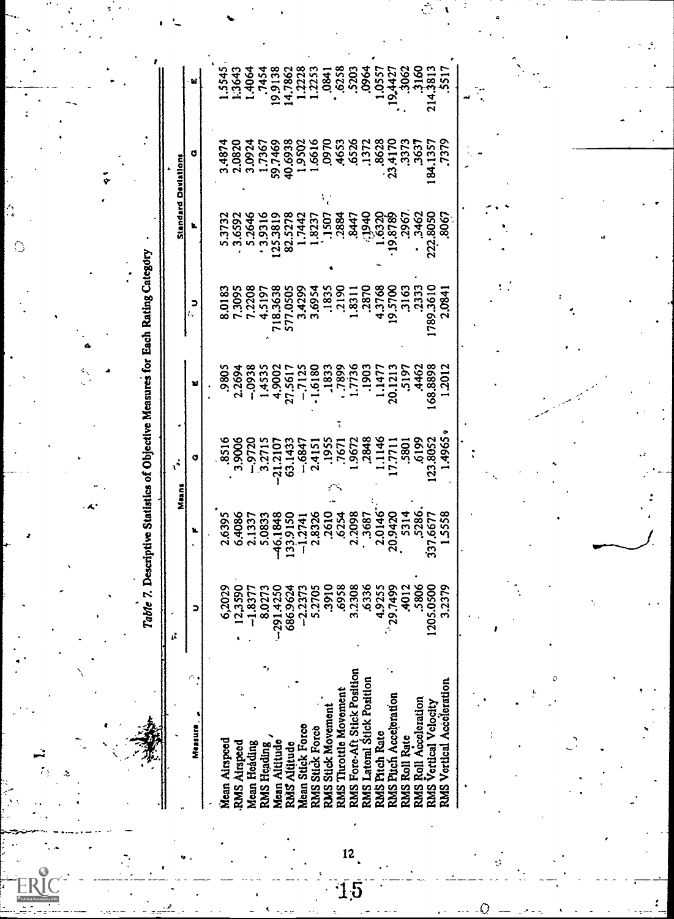*Table 7.* Descriptive Statistics of Objective Measures for Each Rating Category

| Measure | Means | | | | Standard Deviations | | | |
|---|---|---|---|---|---|---|---|---|
| | U | F | G | E | U | F | G | E |
| Mean Airspeed | 6.2029 | 2.6395 | .8516 | .9805 | 8.0183 | 5.3732 | 3.4874 | 1.5545 |
| RMS Airspeed | 12.3590 | 6.4086 | 3.9006 | 2.2694 | 7.3095 | 3.6592 | 2.0820 | 1.3643 |
| Mean Heading | −1.8377 | 2.1337 | −.9720 | −.0938 | 7.2208 | 5.2646 | 3.0924 | 1.4064 |
| RMS Heading | 8.0273 | 5.0833 | 3.2715 | 1.4535 | 4.5197 | 3.9316 | 1.7367 | .7454 |
| Mean Altitude | −291.4250 | −46.1848 | −21.2107 | 4.9002 | 718.3638 | 125.3819 | 59.7469 | 19.9138 |
| RMS Altitude | 686.9624 | 133.9150 | 63.1433 | 27.5617 | 577.0505 | 82.5278 | 40.6938 | 14.7862 |
| Mean Stick Force | −2.2373 | −1.2741 | −.6847 | −.7125 | 3.4299 | 1.7442 | 1.9502 | 1.2228 |
| RMS Stick Force | 5.2705 | 2.8326 | 2.4151 | 1.6180 | 3.6954 | 1.8237 | 1.6616 | 1.2253 |
| RMS Stick Movement | .3910 | .2610 | .1955 | .1833 | .1835 | .1507 | .0970 | .0841 |
| RMS Throttle Movement | .6958 | .6254 | .7671 | .7899 | .2190 | .2884 | .4653 | .6258 |
| RMS Fore-Aft Stick Position | 3.2308 | 2.2098 | 1.9672 | 1.7736 | 1.8311 | .8447 | .6526 | .5203 |
| RMS Lateral Stick Position | .6336 | .3687 | .2848 | .1903 | .2870 | .1940 | .1372 | .0964 |
| RMS Pitch Rate | 4.9255 | 2.0146 | 1.1146 | 1.1477 | 4.3768 | 1.6320 | .8628 | 1.0557 |
| RMS Pitch Acceleration | 29.7499 | 20.9420 | 17.7711 | 20.1213 | 19.5700 | 19.8789 | 23.4170 | 19.4427 |
| RMS Roll Rate | .4012 | .5314 | .5801 | .5197 | .3163 | .2967 | .3373 | .3062 |
| RMS Roll Acceleration | .5806 | .5286 | .6199 | .4462 | .2333 | .3462 | .3637 | .3160 |
| RMS Vertical Velocity | 1205.0500 | 337.6677 | 123.8052 | 168.8898 | 1789.3610 | 222.8050 | 184.1357 | 214.3813 |
| RMS Vertical Acceleration | 3.2379 | 1.5558 | 1.4965 | 1.2012 | 2.0841 | .8067 | .7379 | .5517 |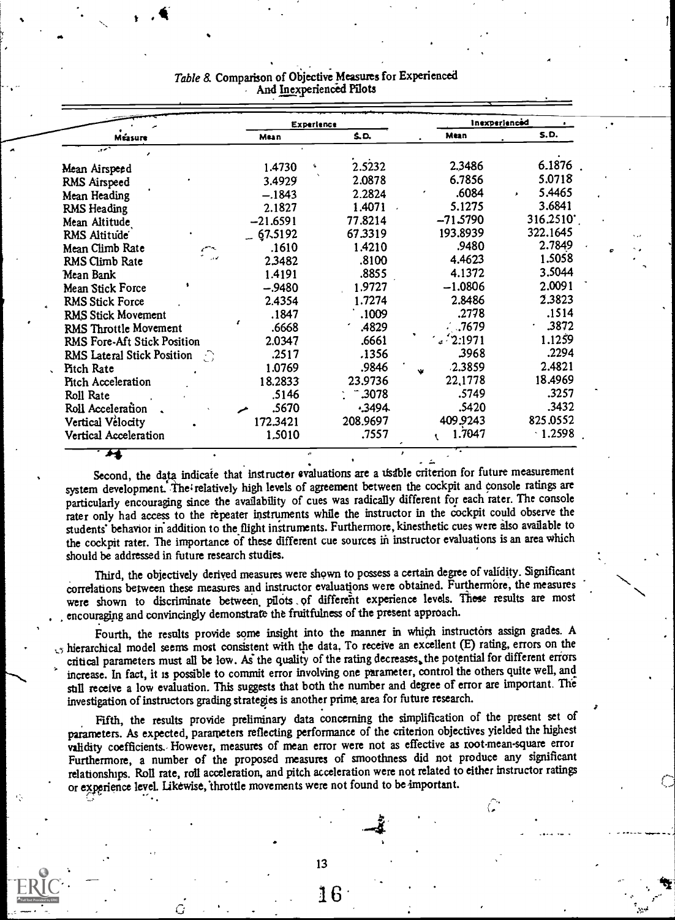*Table 8.* Comparison of Objective Measures for Experienced And Inexperienced Pilots

| Measure | Experience | | Inexperienced | |
|---|---|---|---|---|
| | Mean | S.D. | Mean | S.D. |
| Mean Airspeed | 1.4730 | 2.5232 | 2.3486 | 6.1876 |
| RMS Airspeed | 3.4929 | 2.0878 | 6.7856 | 5.0718 |
| Mean Heading | −.1843 | 2.2824 | .6084 | 5.4465 |
| RMS Heading | 2.1827 | 1.4071 | 5.1275 | 3.6841 |
| Mean Altitude | −21.6591 | 77.8214 | −71.5790 | 316.2510 |
| RMS Altitude | 67.5192 | 67.3319 | 193.8939 | 322.1645 |
| Mean Climb Rate | .1610 | 1.4210 | .9480 | 2.7849 |
| RMS Climb Rate | 2.3482 | .8100 | 4.4623 | 1.5058 |
| Mean Bank | 1.4191 | .8855 | 4.1372 | 3.5044 |
| Mean Stick Force | −.9480 | 1.9727 | −1.0806 | 2.0091 |
| RMS Stick Force | 2.4354 | 1.7274 | 2.8486 | 2.3823 |
| RMS Stick Movement | .1847 | .1009 | .2778 | .1514 |
| RMS Throttle Movement | .6668 | .4829 | .7679 | .3872 |
| RMS Fore-Aft Stick Position | 2.0347 | .6661 | 2.1971 | 1.1259 |
| RMS Lateral Stick Position | .2517 | .1356 | .3968 | .2294 |
| Pitch Rate | 1.0769 | .9846 | 2.3859 | 2.4821 |
| Pitch Acceleration | 18.2833 | 23.9736 | 22.1778 | 18.4969 |
| Roll Rate | .5146 | .3078 | .5749 | .3257 |
| Roll Acceleration | .5670 | .3494 | .5420 | .3432 |
| Vertical Velocity | 172.3421 | 208.9697 | 409.9243 | 825.0552 |
| Vertical Acceleration | 1.5010 | .7557 | 1.7047 | 1.2598 |

Second, the data indicate that instructor evaluations are a usable criterion for future measurement system development. The relatively high levels of agreement between the cockpit and console ratings are particularly encouraging since the availability of cues was radically different for each rater. The console rater only had access to the repeater instruments while the instructor in the cockpit could observe the students' behavior in addition to the flight instruments. Furthermore, kinesthetic cues were also available to the cockpit rater. The importance of these different cue sources in instructor evaluations is an area which should be addressed in future research studies.

Third, the objectively derived measures were shown to possess a certain degree of validity. Significant correlations between these measures and instructor evaluations were obtained. Furthermore, the measures were shown to discriminate between pilots of different experience levels. These results are most encouraging and convincingly demonstrate the fruitfulness of the present approach.

Fourth, the results provide some insight into the manner in which instructors assign grades. A hierarchical model seems most consistent with the data. To receive an excellent (E) rating, errors on the critical parameters must all be low. As the quality of the rating decreases, the potential for different errors increase. In fact, it is possible to commit error involving one parameter, control the others quite well, and still receive a low evaluation. This suggests that both the number and degree of error are important. The investigation of instructors grading strategies is another prime area for future research.

Fifth, the results provide preliminary data concerning the simplification of the present set of parameters. As expected, parameters reflecting performance of the criterion objectives yielded the highest validity coefficients. However, measures of mean error were not as effective as root-mean-square error. Furthermore, a number of the proposed measures of smoothness did not produce any significant relationships. Roll rate, roll acceleration, and pitch acceleration were not related to either instructor ratings or experience level. Likewise, throttle movements were not found to be important.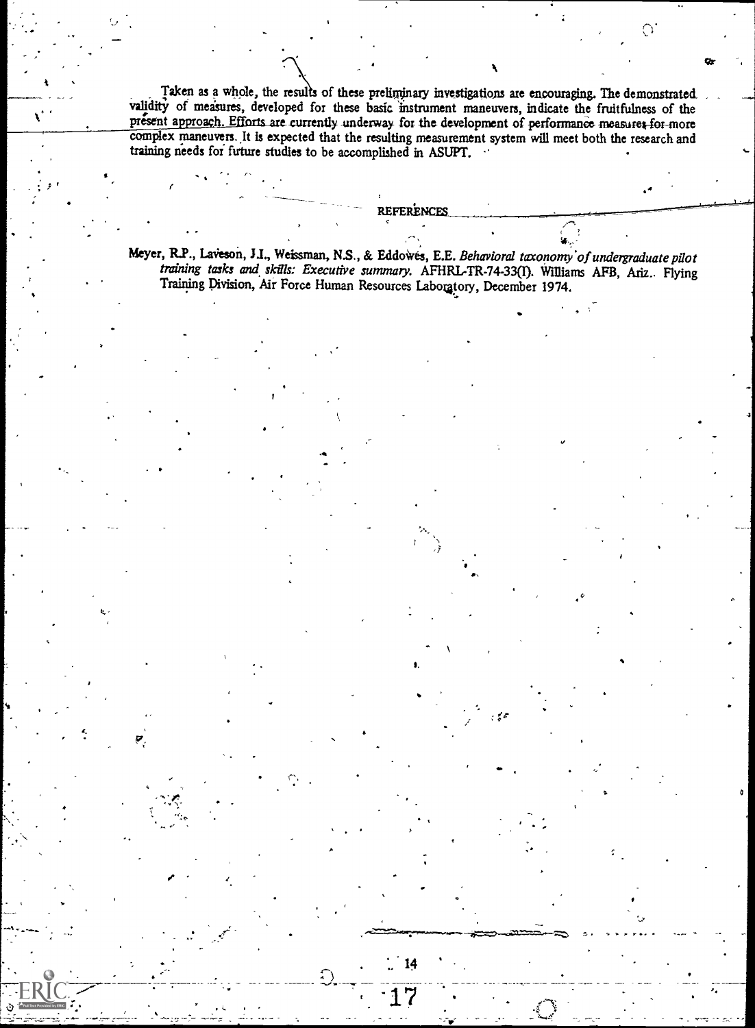Taken as a whole, the results of these preliminary investigations are encouraging. The demonstrated validity of measures, developed for these basic instrument maneuvers, indicate the fruitfulness of the present approach. Efforts are currently underway for the development of performance measures for more complex maneuvers. It is expected that the resulting measurement system will meet both the research and training needs for future studies to be accomplished in ASUPT.

## REFERENCES

Meyer, R.P., Laveson, J.I., Weissman, N.S., & Eddowes, E.E. *Behavioral taxonomy of undergraduate pilot training tasks and skills: Executive summary.* AFHRL-TR-74-33(I). Williams AFB, Ariz.. Flying Training Division, Air Force Human Resources Laboratory, December 1974.